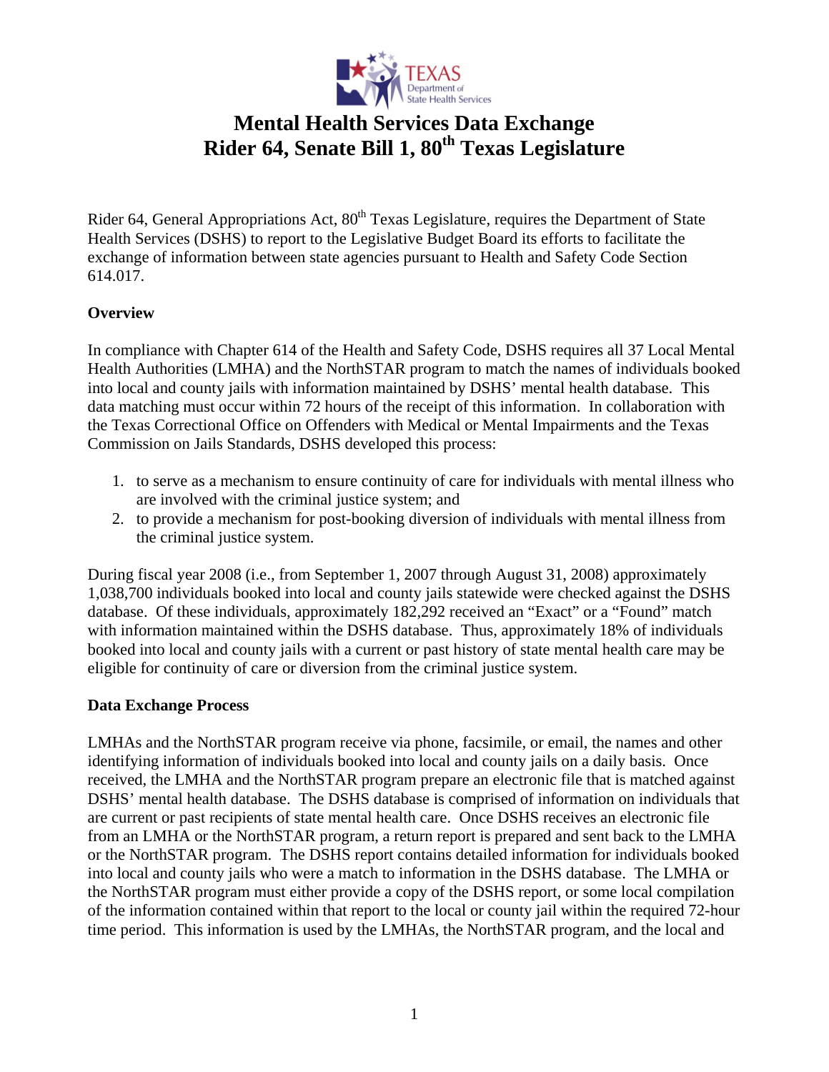# Mental Health Services Data Exchange
# Rider 64, Senate Bill 1, 80th Texas Legislature

Rider 64, General Appropriations Act, 80th Texas Legislature, requires the Department of State Health Services (DSHS) to report to the Legislative Budget Board its efforts to facilitate the exchange of information between state agencies pursuant to Health and Safety Code Section 614.017.

**Overview**

In compliance with Chapter 614 of the Health and Safety Code, DSHS requires all 37 Local Mental Health Authorities (LMHA) and the NorthSTAR program to match the names of individuals booked into local and county jails with information maintained by DSHS' mental health database. This data matching must occur within 72 hours of the receipt of this information. In collaboration with the Texas Correctional Office on Offenders with Medical or Mental Impairments and the Texas Commission on Jails Standards, DSHS developed this process:

1. to serve as a mechanism to ensure continuity of care for individuals with mental illness who are involved with the criminal justice system; and
2. to provide a mechanism for post-booking diversion of individuals with mental illness from the criminal justice system.

During fiscal year 2008 (i.e., from September 1, 2007 through August 31, 2008) approximately 1,038,700 individuals booked into local and county jails statewide were checked against the DSHS database. Of these individuals, approximately 182,292 received an "Exact" or a "Found" match with information maintained within the DSHS database. Thus, approximately 18% of individuals booked into local and county jails with a current or past history of state mental health care may be eligible for continuity of care or diversion from the criminal justice system.

**Data Exchange Process**

LMHAs and the NorthSTAR program receive via phone, facsimile, or email, the names and other identifying information of individuals booked into local and county jails on a daily basis. Once received, the LMHA and the NorthSTAR program prepare an electronic file that is matched against DSHS' mental health database. The DSHS database is comprised of information on individuals that are current or past recipients of state mental health care. Once DSHS receives an electronic file from an LMHA or the NorthSTAR program, a return report is prepared and sent back to the LMHA or the NorthSTAR program. The DSHS report contains detailed information for individuals booked into local and county jails who were a match to information in the DSHS database. The LMHA or the NorthSTAR program must either provide a copy of the DSHS report, or some local compilation of the information contained within that report to the local or county jail within the required 72-hour time period. This information is used by the LMHAs, the NorthSTAR program, and the local and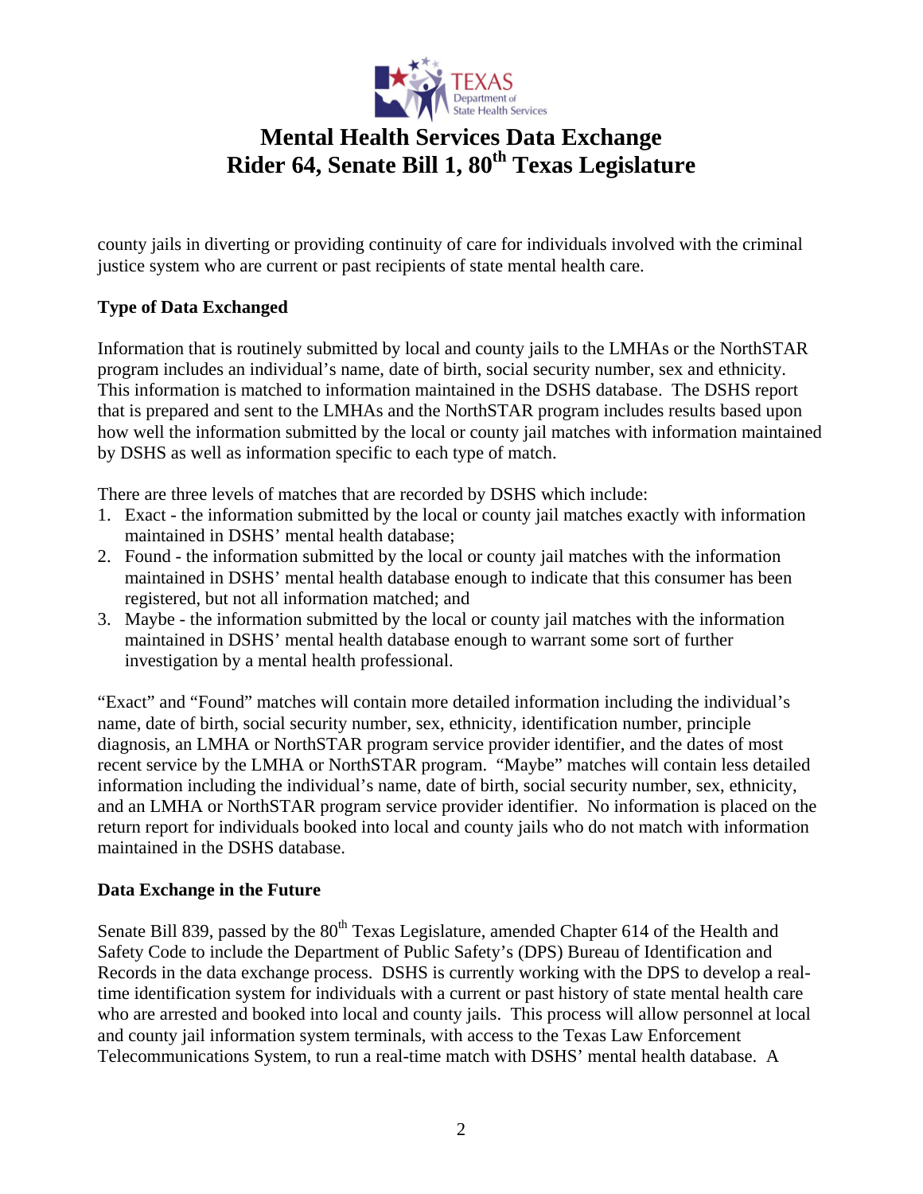county jails in diverting or providing continuity of care for individuals involved with the criminal justice system who are current or past recipients of state mental health care.

**Type of Data Exchanged**

Information that is routinely submitted by local and county jails to the LMHAs or the NorthSTAR program includes an individual's name, date of birth, social security number, sex and ethnicity. This information is matched to information maintained in the DSHS database. The DSHS report that is prepared and sent to the LMHAs and the NorthSTAR program includes results based upon how well the information submitted by the local or county jail matches with information maintained by DSHS as well as information specific to each type of match.

There are three levels of matches that are recorded by DSHS which include:

1. Exact - the information submitted by the local or county jail matches exactly with information maintained in DSHS' mental health database;
2. Found - the information submitted by the local or county jail matches with the information maintained in DSHS' mental health database enough to indicate that this consumer has been registered, but not all information matched; and
3. Maybe - the information submitted by the local or county jail matches with the information maintained in DSHS' mental health database enough to warrant some sort of further investigation by a mental health professional.

"Exact" and "Found" matches will contain more detailed information including the individual's name, date of birth, social security number, sex, ethnicity, identification number, principle diagnosis, an LMHA or NorthSTAR program service provider identifier, and the dates of most recent service by the LMHA or NorthSTAR program. "Maybe" matches will contain less detailed information including the individual's name, date of birth, social security number, sex, ethnicity, and an LMHA or NorthSTAR program service provider identifier. No information is placed on the return report for individuals booked into local and county jails who do not match with information maintained in the DSHS database.

**Data Exchange in the Future**

Senate Bill 839, passed by the 80th Texas Legislature, amended Chapter 614 of the Health and Safety Code to include the Department of Public Safety's (DPS) Bureau of Identification and Records in the data exchange process. DSHS is currently working with the DPS to develop a real-time identification system for individuals with a current or past history of state mental health care who are arrested and booked into local and county jails. This process will allow personnel at local and county jail information system terminals, with access to the Texas Law Enforcement Telecommunications System, to run a real-time match with DSHS' mental health database. A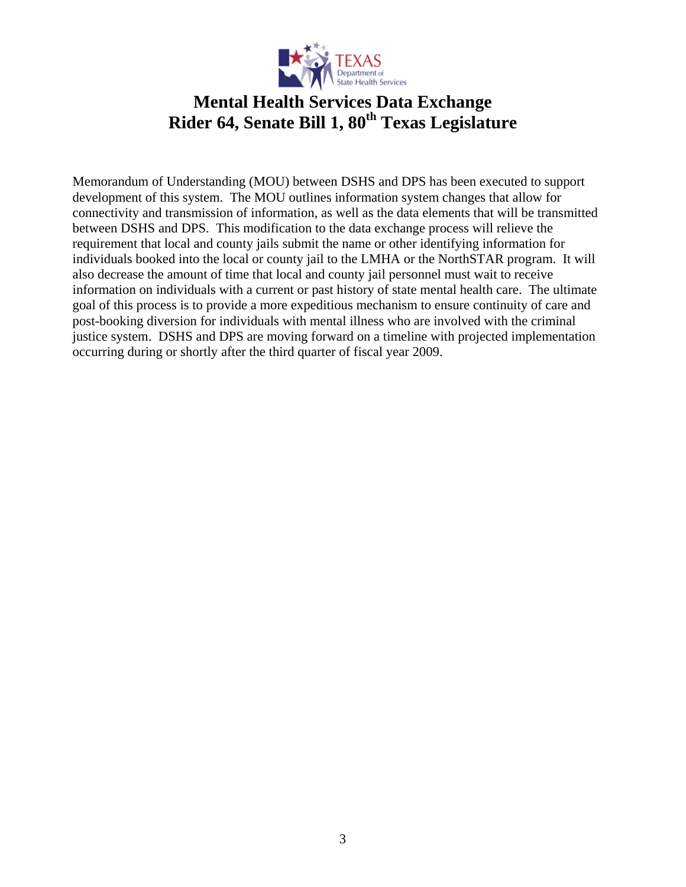# Mental Health Services Data Exchange
# Rider 64, Senate Bill 1, 80th Texas Legislature

Memorandum of Understanding (MOU) between DSHS and DPS has been executed to support development of this system. The MOU outlines information system changes that allow for connectivity and transmission of information, as well as the data elements that will be transmitted between DSHS and DPS. This modification to the data exchange process will relieve the requirement that local and county jails submit the name or other identifying information for individuals booked into the local or county jail to the LMHA or the NorthSTAR program. It will also decrease the amount of time that local and county jail personnel must wait to receive information on individuals with a current or past history of state mental health care. The ultimate goal of this process is to provide a more expeditious mechanism to ensure continuity of care and post-booking diversion for individuals with mental illness who are involved with the criminal justice system. DSHS and DPS are moving forward on a timeline with projected implementation occurring during or shortly after the third quarter of fiscal year 2009.